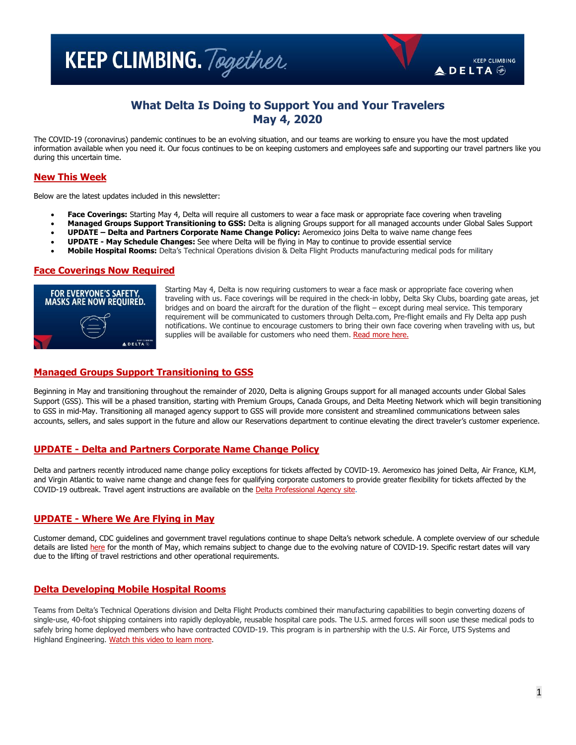# What Delta Is Doing to Support You and Your Travelers
## May 4, 2020

The COVID-19 (coronavirus) pandemic continues to be an evolving situation, and our teams are working to ensure you have the most updated information available when you need it. Our focus continues to be on keeping customers and employees safe and supporting our travel partners like you during this uncertain time.

## New This Week

Below are the latest updates included in this newsletter:

- **Face Coverings:** Starting May 4, Delta will require all customers to wear a face mask or appropriate face covering when traveling
- **Managed Groups Support Transitioning to GSS:** Delta is aligning Groups support for all managed accounts under Global Sales Support
- **UPDATE – Delta and Partners Corporate Name Change Policy:** Aeromexico joins Delta to waive name change fees
- **UPDATE - May Schedule Changes:** See where Delta will be flying in May to continue to provide essential service
- **Mobile Hospital Rooms:** Delta's Technical Operations division & Delta Flight Products manufacturing medical pods for military

## Face Coverings Now Required

Starting May 4, Delta is now requiring customers to wear a face mask or appropriate face covering when traveling with us. Face coverings will be required in the check-in lobby, Delta Sky Clubs, boarding gate areas, jet bridges and on board the aircraft for the duration of the flight – except during meal service. This temporary requirement will be communicated to customers through Delta.com, Pre-flight emails and Fly Delta app push notifications. We continue to encourage customers to bring their own face covering when traveling with us, but supplies will be available for customers who need them. Read more here.

## Managed Groups Support Transitioning to GSS

Beginning in May and transitioning throughout the remainder of 2020, Delta is aligning Groups support for all managed accounts under Global Sales Support (GSS). This will be a phased transition, starting with Premium Groups, Canada Groups, and Delta Meeting Network which will begin transitioning to GSS in mid-May. Transitioning all managed agency support to GSS will provide more consistent and streamlined communications between sales accounts, sellers, and sales support in the future and allow our Reservations department to continue elevating the direct traveler's customer experience.

## UPDATE - Delta and Partners Corporate Name Change Policy

Delta and partners recently introduced name change policy exceptions for tickets affected by COVID-19. Aeromexico has joined Delta, Air France, KLM, and Virgin Atlantic to waive name change and change fees for qualifying corporate customers to provide greater flexibility for tickets affected by the COVID-19 outbreak. Travel agent instructions are available on the Delta Professional Agency site.

## UPDATE - Where We Are Flying in May

Customer demand, CDC guidelines and government travel regulations continue to shape Delta's network schedule. A complete overview of our schedule details are listed here for the month of May, which remains subject to change due to the evolving nature of COVID-19. Specific restart dates will vary due to the lifting of travel restrictions and other operational requirements.

## Delta Developing Mobile Hospital Rooms

Teams from Delta's Technical Operations division and Delta Flight Products combined their manufacturing capabilities to begin converting dozens of single-use, 40-foot shipping containers into rapidly deployable, reusable hospital care pods. The U.S. armed forces will soon use these medical pods to safely bring home deployed members who have contracted COVID-19. This program is in partnership with the U.S. Air Force, UTS Systems and Highland Engineering. Watch this video to learn more.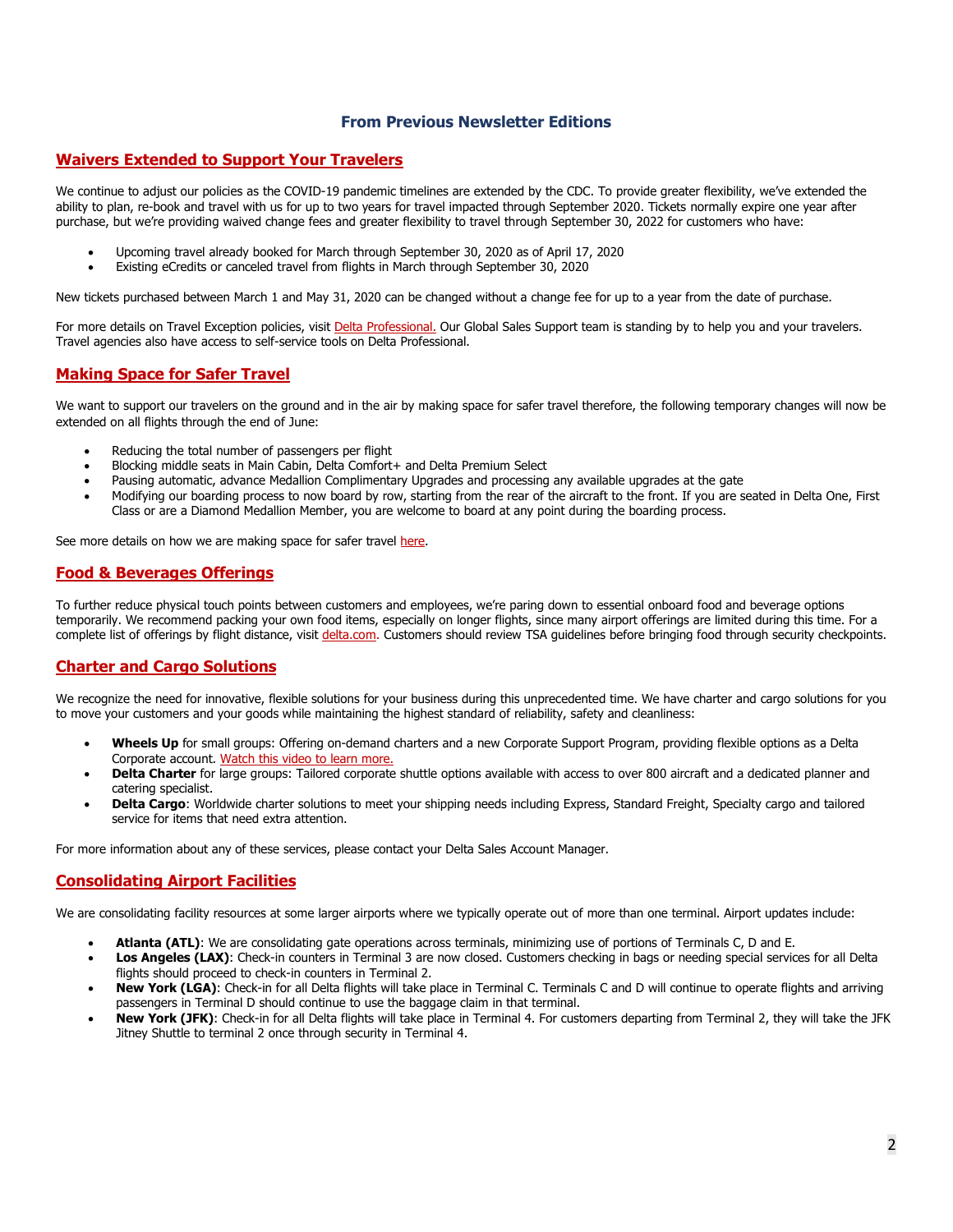## From Previous Newsletter Editions

### Waivers Extended to Support Your Travelers

We continue to adjust our policies as the COVID-19 pandemic timelines are extended by the CDC. To provide greater flexibility, we've extended the ability to plan, re-book and travel with us for up to two years for travel impacted through September 2020. Tickets normally expire one year after purchase, but we're providing waived change fees and greater flexibility to travel through September 30, 2022 for customers who have:

- Upcoming travel already booked for March through September 30, 2020 as of April 17, 2020
- Existing eCredits or canceled travel from flights in March through September 30, 2020

New tickets purchased between March 1 and May 31, 2020 can be changed without a change fee for up to a year from the date of purchase.

For more details on Travel Exception policies, visit Delta Professional. Our Global Sales Support team is standing by to help you and your travelers. Travel agencies also have access to self-service tools on Delta Professional.

### Making Space for Safer Travel

We want to support our travelers on the ground and in the air by making space for safer travel therefore, the following temporary changes will now be extended on all flights through the end of June:

- Reducing the total number of passengers per flight
- Blocking middle seats in Main Cabin, Delta Comfort+ and Delta Premium Select
- Pausing automatic, advance Medallion Complimentary Upgrades and processing any available upgrades at the gate
- Modifying our boarding process to now board by row, starting from the rear of the aircraft to the front. If you are seated in Delta One, First Class or are a Diamond Medallion Member, you are welcome to board at any point during the boarding process.

See more details on how we are making space for safer travel here.

### Food & Beverages Offerings

To further reduce physical touch points between customers and employees, we're paring down to essential onboard food and beverage options temporarily. We recommend packing your own food items, especially on longer flights, since many airport offerings are limited during this time. For a complete list of offerings by flight distance, visit delta.com. Customers should review TSA guidelines before bringing food through security checkpoints.

### Charter and Cargo Solutions

We recognize the need for innovative, flexible solutions for your business during this unprecedented time. We have charter and cargo solutions for you to move your customers and your goods while maintaining the highest standard of reliability, safety and cleanliness:

- **Wheels Up** for small groups: Offering on-demand charters and a new Corporate Support Program, providing flexible options as a Delta Corporate account. Watch this video to learn more.
- **Delta Charter** for large groups: Tailored corporate shuttle options available with access to over 800 aircraft and a dedicated planner and catering specialist.
- **Delta Cargo**: Worldwide charter solutions to meet your shipping needs including Express, Standard Freight, Specialty cargo and tailored service for items that need extra attention.

For more information about any of these services, please contact your Delta Sales Account Manager.

### Consolidating Airport Facilities

We are consolidating facility resources at some larger airports where we typically operate out of more than one terminal. Airport updates include:

- **Atlanta (ATL)**: We are consolidating gate operations across terminals, minimizing use of portions of Terminals C, D and E.
- **Los Angeles (LAX)**: Check-in counters in Terminal 3 are now closed. Customers checking in bags or needing special services for all Delta flights should proceed to check-in counters in Terminal 2.
- **New York (LGA)**: Check-in for all Delta flights will take place in Terminal C. Terminals C and D will continue to operate flights and arriving passengers in Terminal D should continue to use the baggage claim in that terminal.
- **New York (JFK)**: Check-in for all Delta flights will take place in Terminal 4. For customers departing from Terminal 2, they will take the JFK Jitney Shuttle to terminal 2 once through security in Terminal 4.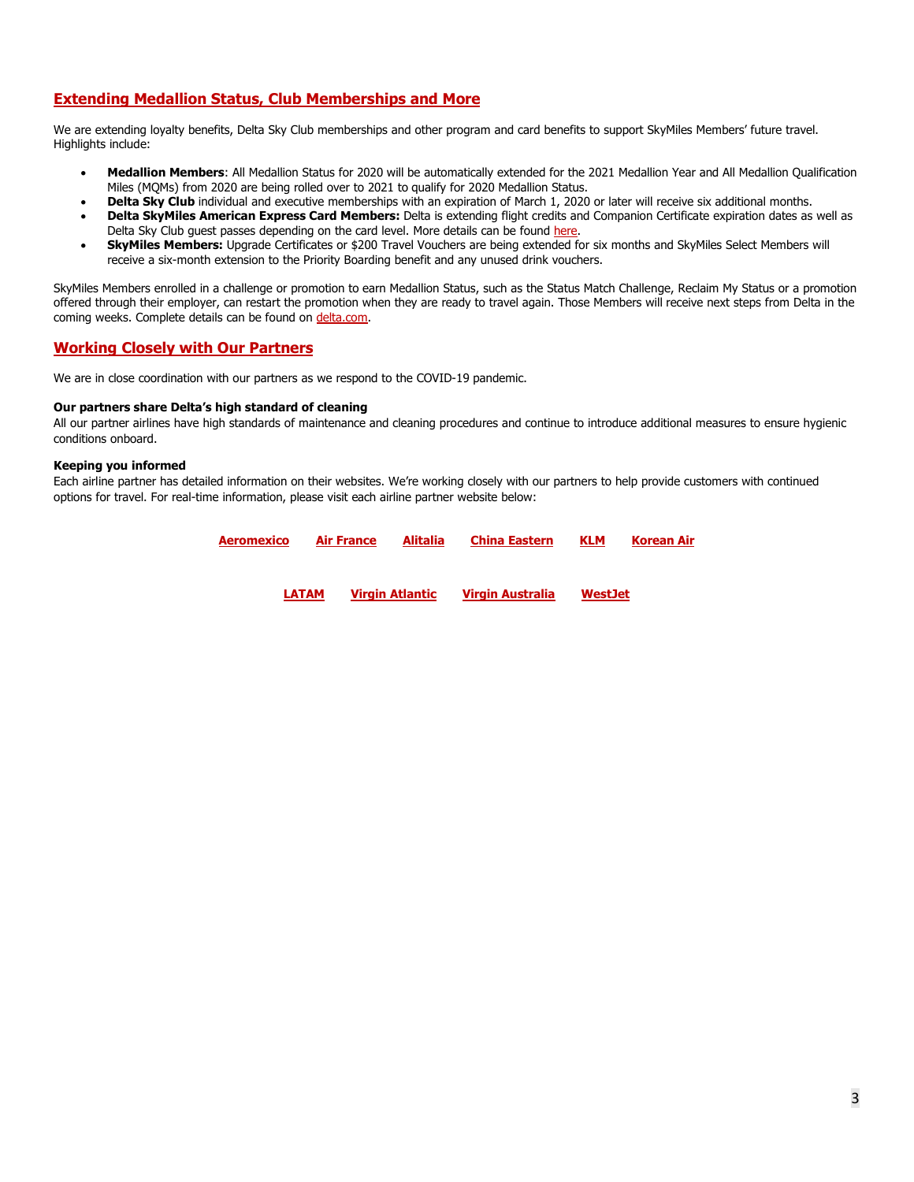## Extending Medallion Status, Club Memberships and More

We are extending loyalty benefits, Delta Sky Club memberships and other program and card benefits to support SkyMiles Members' future travel. Highlights include:

- **Medallion Members**: All Medallion Status for 2020 will be automatically extended for the 2021 Medallion Year and All Medallion Qualification Miles (MQMs) from 2020 are being rolled over to 2021 to qualify for 2020 Medallion Status.
- **Delta Sky Club** individual and executive memberships with an expiration of March 1, 2020 or later will receive six additional months.
- **Delta SkyMiles American Express Card Members:** Delta is extending flight credits and Companion Certificate expiration dates as well as Delta Sky Club guest passes depending on the card level. More details can be found here.
- **SkyMiles Members:** Upgrade Certificates or $200 Travel Vouchers are being extended for six months and SkyMiles Select Members will receive a six-month extension to the Priority Boarding benefit and any unused drink vouchers.

SkyMiles Members enrolled in a challenge or promotion to earn Medallion Status, such as the Status Match Challenge, Reclaim My Status or a promotion offered through their employer, can restart the promotion when they are ready to travel again. Those Members will receive next steps from Delta in the coming weeks. Complete details can be found on delta.com.

## Working Closely with Our Partners

We are in close coordination with our partners as we respond to the COVID-19 pandemic.

**Our partners share Delta's high standard of cleaning**
All our partner airlines have high standards of maintenance and cleaning procedures and continue to introduce additional measures to ensure hygienic conditions onboard.

**Keeping you informed**
Each airline partner has detailed information on their websites. We're working closely with our partners to help provide customers with continued options for travel. For real-time information, please visit each airline partner website below:

**Aeromexico** **Air France** **Alitalia** **China Eastern** **KLM** **Korean Air**

**LATAM** **Virgin Atlantic** **Virgin Australia** **WestJet**